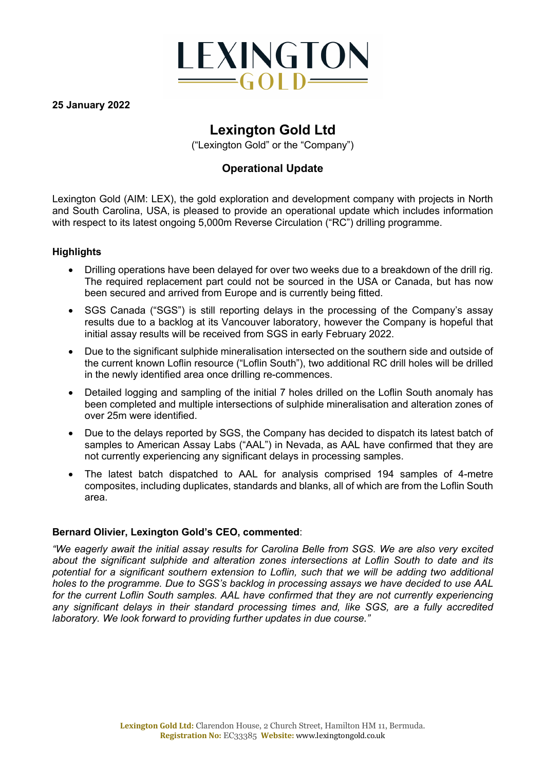**25 January 2022**

# Lexington Gold Ltd

("Lexington Gold" or the "Company")

## Operational Update

Lexington Gold (AIM: LEX), the gold exploration and development company with projects in North and South Carolina, USA, is pleased to provide an operational update which includes information with respect to its latest ongoing 5,000m Reverse Circulation ("RC") drilling programme.

### Highlights

- Drilling operations have been delayed for over two weeks due to a breakdown of the drill rig. The required replacement part could not be sourced in the USA or Canada, but has now been secured and arrived from Europe and is currently being fitted.
- SGS Canada ("SGS") is still reporting delays in the processing of the Company's assay results due to a backlog at its Vancouver laboratory, however the Company is hopeful that initial assay results will be received from SGS in early February 2022.
- Due to the significant sulphide mineralisation intersected on the southern side and outside of the current known Loflin resource ("Loflin South"), two additional RC drill holes will be drilled in the newly identified area once drilling re-commences.
- Detailed logging and sampling of the initial 7 holes drilled on the Loflin South anomaly has been completed and multiple intersections of sulphide mineralisation and alteration zones of over 25m were identified.
- Due to the delays reported by SGS, the Company has decided to dispatch its latest batch of samples to American Assay Labs ("AAL") in Nevada, as AAL have confirmed that they are not currently experiencing any significant delays in processing samples.
- The latest batch dispatched to AAL for analysis comprised 194 samples of 4-metre composites, including duplicates, standards and blanks, all of which are from the Loflin South area.

**Bernard Olivier, Lexington Gold's CEO, commented**:

*"We eagerly await the initial assay results for Carolina Belle from SGS. We are also very excited about the significant sulphide and alteration zones intersections at Loflin South to date and its potential for a significant southern extension to Loflin, such that we will be adding two additional holes to the programme. Due to SGS's backlog in processing assays we have decided to use AAL for the current Loflin South samples. AAL have confirmed that they are not currently experiencing any significant delays in their standard processing times and, like SGS, are a fully accredited laboratory. We look forward to providing further updates in due course."*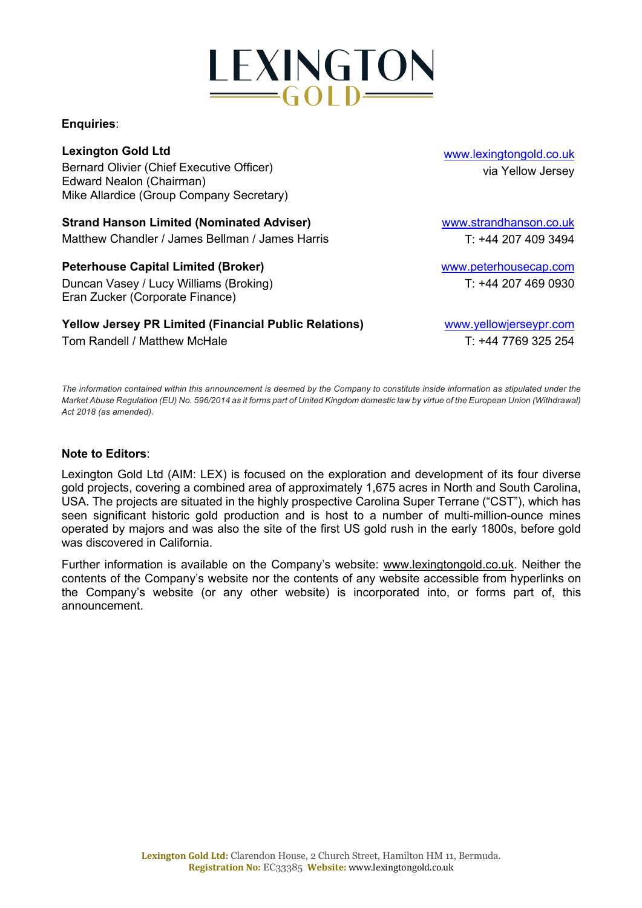**Enquiries**:

| | |
|---|---|
| **Lexington Gold Ltd** | www.lexingtongold.co.uk |
| Bernard Olivier (Chief Executive Officer) | via Yellow Jersey |
| Edward Nealon (Chairman) | |
| Mike Allardice (Group Company Secretary) | |
| **Strand Hanson Limited (Nominated Adviser)** | www.strandhanson.co.uk |
| Matthew Chandler / James Bellman / James Harris | T: +44 207 409 3494 |
| **Peterhouse Capital Limited (Broker)** | www.peterhousecap.com |
| Duncan Vasey / Lucy Williams (Broking) | T: +44 207 469 0930 |
| Eran Zucker (Corporate Finance) | |
| **Yellow Jersey PR Limited (Financial Public Relations)** | www.yellowjerseypr.com |
| Tom Randell / Matthew McHale | T: +44 7769 325 254 |

*The information contained within this announcement is deemed by the Company to constitute inside information as stipulated under the Market Abuse Regulation (EU) No. 596/2014 as it forms part of United Kingdom domestic law by virtue of the European Union (Withdrawal) Act 2018 (as amended).*

**Note to Editors**:

Lexington Gold Ltd (AIM: LEX) is focused on the exploration and development of its four diverse gold projects, covering a combined area of approximately 1,675 acres in North and South Carolina, USA. The projects are situated in the highly prospective Carolina Super Terrane ("CST"), which has seen significant historic gold production and is host to a number of multi-million-ounce mines operated by majors and was also the site of the first US gold rush in the early 1800s, before gold was discovered in California.

Further information is available on the Company's website: www.lexingtongold.co.uk. Neither the contents of the Company's website nor the contents of any website accessible from hyperlinks on the Company's website (or any other website) is incorporated into, or forms part of, this announcement.

**Lexington Gold Ltd:** Clarendon House, 2 Church Street, Hamilton HM 11, Bermuda.
**Registration No:** EC33385 **Website:** www.lexingtongold.co.uk